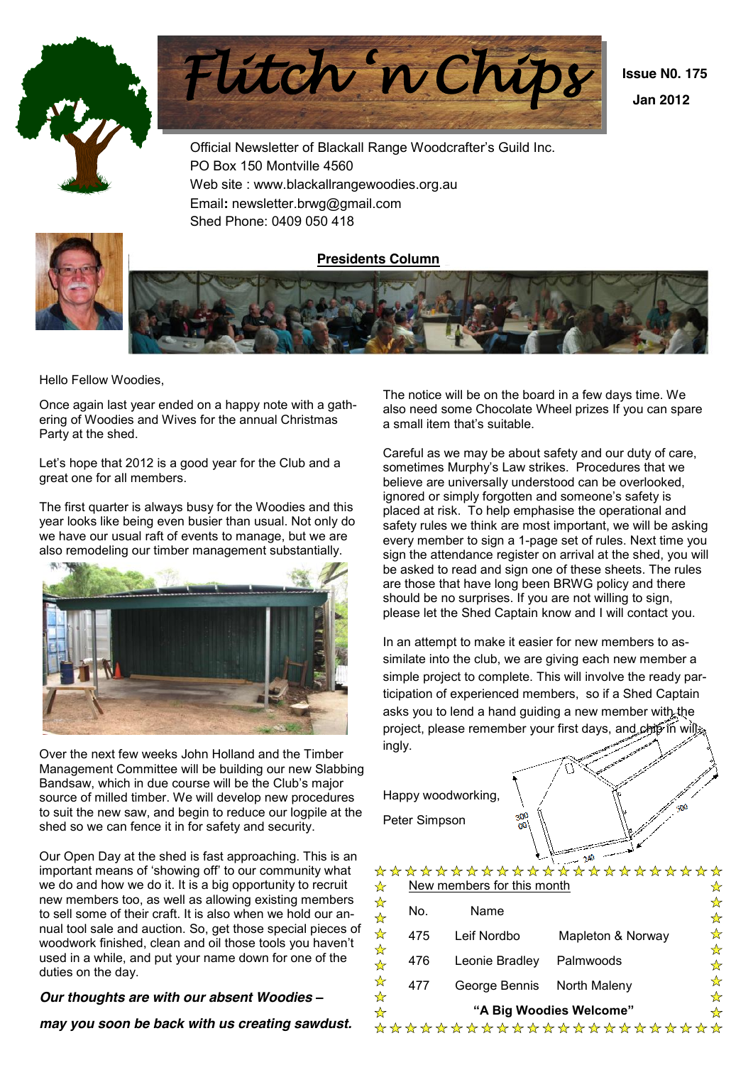# Flitch 'n Chips

**Issue N0. 175**

**Jan 2012**

Official Newsletter of Blackall Range Woodcrafter's Guild Inc.
PO Box 150 Montville 4560
Web site : www.blackallrangewoodies.org.au
Email: newsletter.brwg@gmail.com
Shed Phone: 0409 050 418

## Presidents Column

Hello Fellow Woodies,

Once again last year ended on a happy note with a gathering of Woodies and Wives for the annual Christmas Party at the shed.

Let's hope that 2012 is a good year for the Club and a great one for all members.

The first quarter is always busy for the Woodies and this year looks like being even busier than usual. Not only do we have our usual raft of events to manage, but we are also remodeling our timber management substantially.

Over the next few weeks John Holland and the Timber Management Committee will be building our new Slabbing Bandsaw, which in due course will be the Club's major source of milled timber. We will develop new procedures to suit the new saw, and begin to reduce our logpile at the shed so we can fence it in for safety and security.

Our Open Day at the shed is fast approaching. This is an important means of 'showing off' to our community what we do and how we do it. It is a big opportunity to recruit new members too, as well as allowing existing members to sell some of their craft. It is also when we hold our annual tool sale and auction. So, get those special pieces of woodwork finished, clean and oil those tools you haven't used in a while, and put your name down for one of the duties on the day.

***Our thoughts are with our absent Woodies – may you soon be back with us creating sawdust.***

The notice will be on the board in a few days time. We also need some Chocolate Wheel prizes If you can spare a small item that's suitable.

Careful as we may be about safety and our duty of care, sometimes Murphy's Law strikes. Procedures that we believe are universally understood can be overlooked, ignored or simply forgotten and someone's safety is placed at risk. To help emphasise the operational and safety rules we think are most important, we will be asking every member to sign a 1-page set of rules. Next time you sign the attendance register on arrival at the shed, you will be asked to read and sign one of these sheets. The rules are those that have long been BRWG policy and there should be no surprises. If you are not willing to sign, please let the Shed Captain know and I will contact you.

In an attempt to make it easier for new members to assimilate into the club, we are giving each new member a simple project to complete. This will involve the ready participation of experienced members, so if a Shed Captain asks you to lend a hand guiding a new member with the project, please remember your first days, and chip in willingly.

Happy woodworking,

Peter Simpson

### New members for this month

| No. | Name | |
|---|---|---|
| 475 | Leif Nordbo | Mapleton & Norway |
| 476 | Leonie Bradley | Palmwoods |
| 477 | George Bennis | North Maleny |

**"A Big Woodies Welcome"**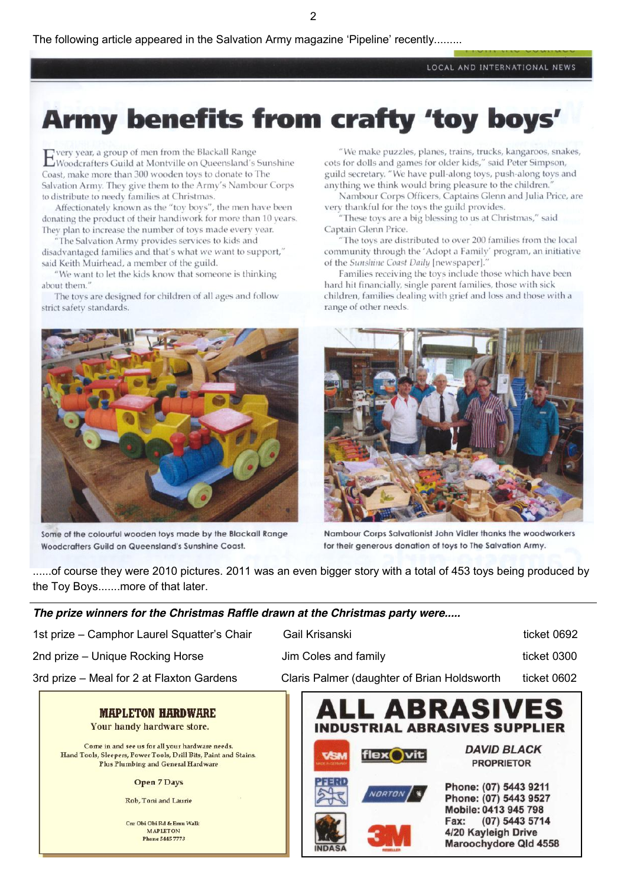The following article appeared in the Salvation Army magazine 'Pipeline' recently.........

LOCAL AND INTERNATIONAL NEWS

# Army benefits from crafty 'toy boys'

Every year, a group of men from the Blackall Range Woodcrafters Guild at Montville on Queensland's Sunshine Coast, make more than 300 wooden toys to donate to The Salvation Army. They give them to the Army's Nambour Corps to distribute to needy families at Christmas.

Affectionately known as the "toy boys", the men have been donating the product of their handiwork for more than 10 years. They plan to increase the number of toys made every year.

"The Salvation Army provides services to kids and disadvantaged families and that's what we want to support," said Keith Muirhead, a member of the guild.

"We want to let the kids know that someone is thinking about them."

The toys are designed for children of all ages and follow strict safety standards.

"We make puzzles, planes, trains, trucks, kangaroos, snakes, cots for dolls and games for older kids," said Peter Simpson, guild secretary. "We have pull-along toys, push-along toys and anything we think would bring pleasure to the children."

Nambour Corps Officers, Captains Glenn and Julia Price, are very thankful for the toys the guild provides.

"These toys are a big blessing to us at Christmas," said Captain Glenn Price.

"The toys are distributed to over 200 families from the local community through the 'Adopt a Family' program, an initiative of the *Sunshine Coast Daily* [newspaper]."

Families receiving the toys include those which have been hard hit financially, single parent families, those with sick children, families dealing with grief and loss and those with a range of other needs.

Some of the colourful wooden toys made by the Blackall Range Woodcrafters Guild on Queensland's Sunshine Coast.

Nambour Corps Salvationist John Vidler thanks the woodworkers for their generous donation of toys to The Salvation Army.

......of course they were 2010 pictures. 2011 was an even bigger story with a total of 453 toys being produced by the Toy Boys.......more of that later.

---

***The prize winners for the Christmas Raffle drawn at the Christmas party were.....***

| | | |
|---|---|---|
| 1st prize – Camphor Laurel Squatter's Chair | Gail Krisanski | ticket 0692 |
| 2nd prize – Unique Rocking Horse | Jim Coles and family | ticket 0300 |
| 3rd prize – Meal for 2 at Flaxton Gardens | Claris Palmer (daughter of Brian Holdsworth | ticket 0602 |

**MAPLETON HARDWARE**
Your handy hardware store.

Come in and see us for all your hardware needs.
Hand Tools, Sleepers, Power Tools, Drill Bits, Paint and Stains.
Plus Plumbing and General Hardware

Open 7 Days

Rob, Toni and Laurie

Cnr Obi Obi Rd & Emu Walk
MAPLETON
Phone 5445 7773

**ALL ABRASIVES**
**INDUSTRIAL ABRASIVES SUPPLIER**

VSM · flexovit · PFERD · NORTON · INDASA · 3M

***DAVID BLACK***
**PROPRIETOR**

**Phone: (07) 5443 9211**
**Phone: (07) 5443 9527**
**Mobile: 0413 945 798**
**Fax: (07) 5443 5714**
**4/20 Kayleigh Drive**
**Maroochydore Qld 4558**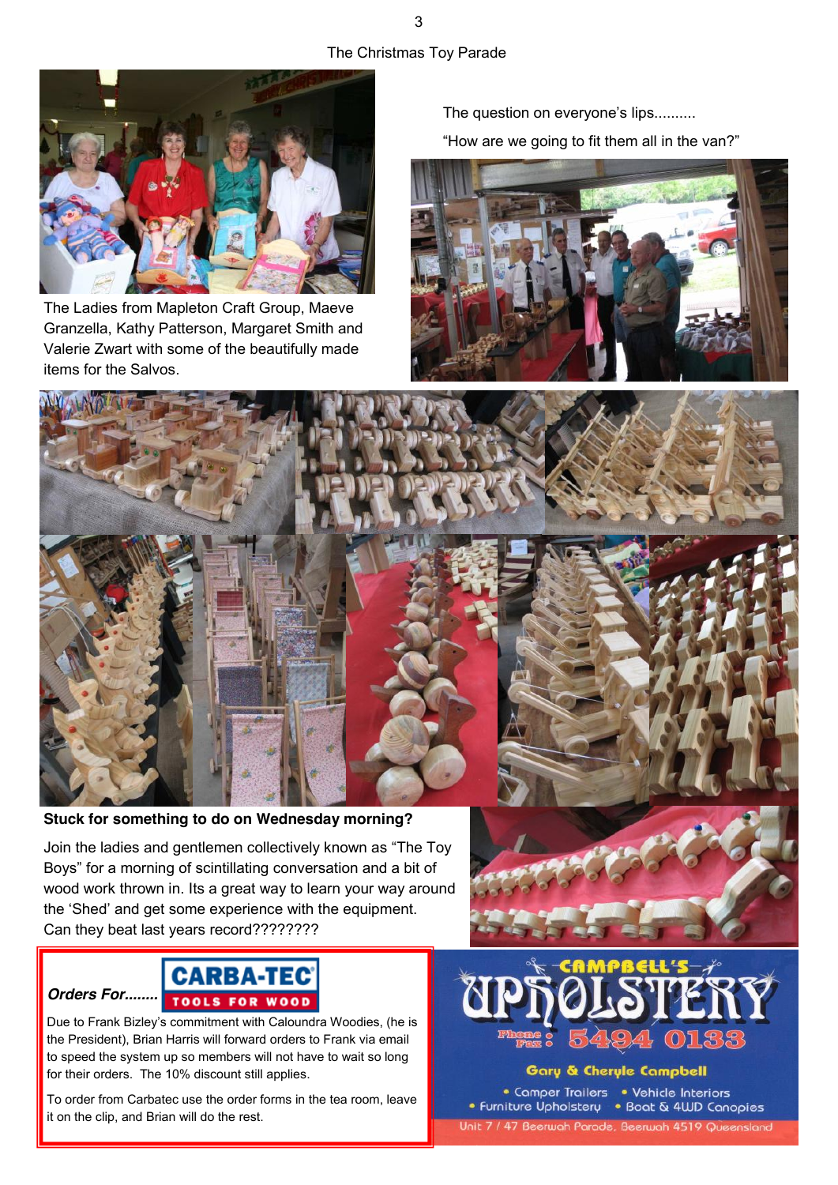# The Christmas Toy Parade

The Ladies from Mapleton Craft Group, Maeve Granzella, Kathy Patterson, Margaret Smith and Valerie Zwart with some of the beautifully made items for the Salvos.

The question on everyone's lips..........

"How are we going to fit them all in the van?"

**Stuck for something to do on Wednesday morning?**

Join the ladies and gentlemen collectively known as "The Toy Boys" for a morning of scintillating conversation and a bit of wood work thrown in. Its a great way to learn your way around the 'Shed' and get some experience with the equipment. Can they beat last years record????????

***Orders For........*** **CARBA-TEC TOOLS FOR WOOD**

Due to Frank Bizley's commitment with Caloundra Woodies, (he is the President), Brian Harris will forward orders to Frank via email to speed the system up so members will not have to wait so long for their orders. The 10% discount still applies.

To order from Carbatec use the order forms in the tea room, leave it on the clip, and Brian will do the rest.

**CAMPBELL'S UPHOLSTERY**

Phone Fax: 5494 0133

Gary & Cheryle Campbell

- Camper Trailers
- Vehicle Interiors
- Furniture Upholstery
- Boat & 4WD Canopies

Unit 7 / 47 Beerwah Parade, Beerwah 4519 Queensland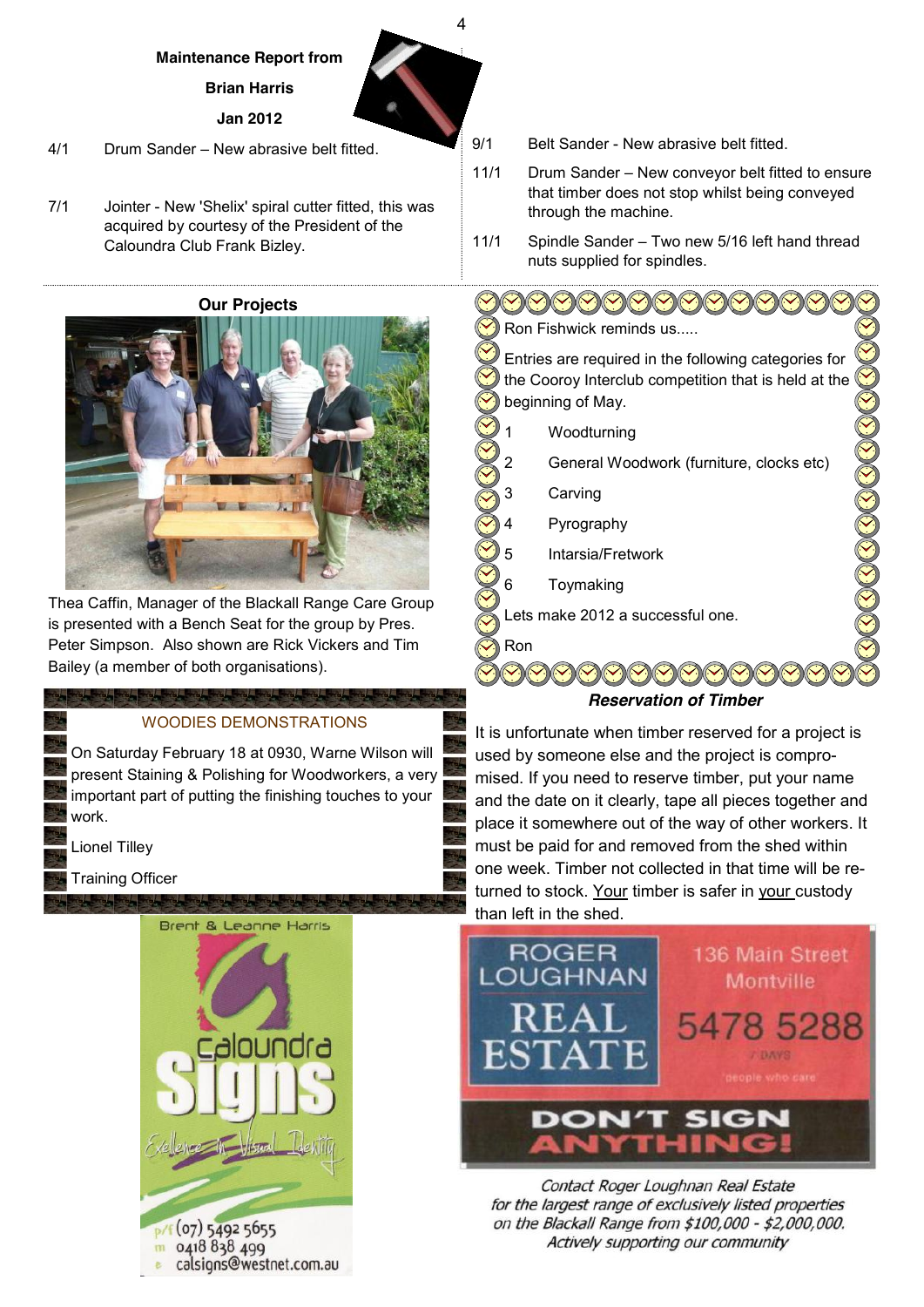## Maintenance Report from

## Brian Harris

## Jan 2012

4/1 Drum Sander – New abrasive belt fitted.

7/1 Jointer - New 'Shelix' spiral cutter fitted, this was acquired by courtesy of the President of the Caloundra Club Frank Bizley.

9/1 Belt Sander - New abrasive belt fitted.

11/1 Drum Sander – New conveyor belt fitted to ensure that timber does not stop whilst being conveyed through the machine.

11/1 Spindle Sander – Two new 5/16 left hand thread nuts supplied for spindles.

### Our Projects

Thea Caffin, Manager of the Blackall Range Care Group is presented with a Bench Seat for the group by Pres. Peter Simpson. Also shown are Rick Vickers and Tim Bailey (a member of both organisations).

Ron Fishwick reminds us.....

Entries are required in the following categories for the Cooroy Interclub competition that is held at the beginning of May.

1. Woodturning
2. General Woodwork (furniture, clocks etc)
3. Carving
4. Pyrography
5. Intarsia/Fretwork
6. Toymaking

Lets make 2012 a successful one.

Ron

### WOODIES DEMONSTRATIONS

On Saturday February 18 at 0930, Warne Wilson will present Staining & Polishing for Woodworkers, a very important part of putting the finishing touches to your work.

Lionel Tilley

Training Officer

### *Reservation of Timber*

It is unfortunate when timber reserved for a project is used by someone else and the project is compromised. If you need to reserve timber, put your name and the date on it clearly, tape all pieces together and place it somewhere out of the way of other workers. It must be paid for and removed from the shed within one week. Timber not collected in that time will be returned to stock. Your timber is safer in your custody than left in the shed.

Brent & Leanne Harris

Caloundra Signs

Excellence in Visual Identity

p/f (07) 5492 5655
m 0418 838 499
e calsigns@westnet.com.au

ROGER LOUGHNAN REAL ESTATE

136 Main Street Montville

5478 5288

DON'T SIGN ANYTHING!

*Contact Roger Loughnan Real Estate for the largest range of exclusively listed properties on the Blackall Range from $100,000 - $2,000,000. Actively supporting our community*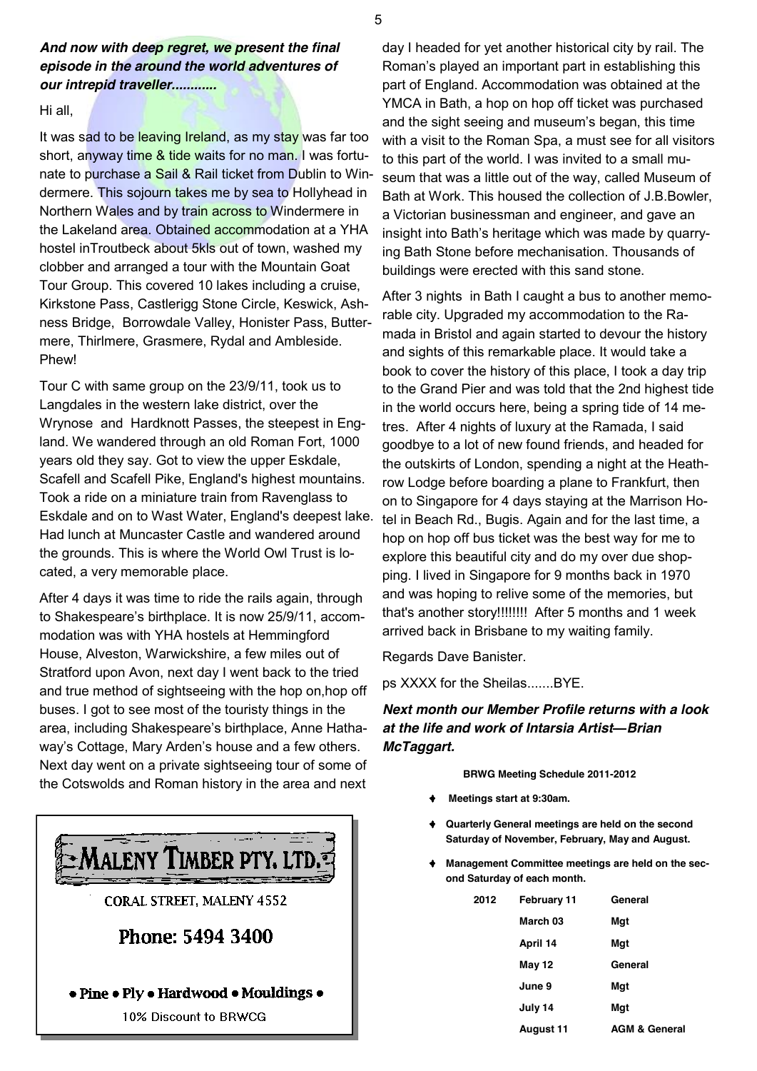***And now with deep regret, we present the final episode in the around the world adventures of our intrepid traveller............***

Hi all,

It was sad to be leaving Ireland, as my stay was far too short, anyway time & tide waits for no man. I was fortunate to purchase a Sail & Rail ticket from Dublin to Windermere. This sojourn takes me by sea to Hollyhead in Northern Wales and by train across to Windermere in the Lakeland area. Obtained accommodation at a YHA hostel inTroutbeck about 5kls out of town, washed my clobber and arranged a tour with the Mountain Goat Tour Group. This covered 10 lakes including a cruise, Kirkstone Pass, Castlerigg Stone Circle, Keswick, Ashness Bridge, Borrowdale Valley, Honister Pass, Buttermere, Thirlmere, Grasmere, Rydal and Ambleside. Phew!

Tour C with same group on the 23/9/11, took us to Langdales in the western lake district, over the Wrynose and Hardknott Passes, the steepest in England. We wandered through an old Roman Fort, 1000 years old they say. Got to view the upper Eskdale, Scafell and Scafell Pike, England's highest mountains. Took a ride on a miniature train from Ravenglass to Eskdale and on to Wast Water, England's deepest lake. Had lunch at Muncaster Castle and wandered around the grounds. This is where the World Owl Trust is located, a very memorable place.

After 4 days it was time to ride the rails again, through to Shakespeare's birthplace. It is now 25/9/11, accommodation was with YHA hostels at Hemmingford House, Alveston, Warwickshire, a few miles out of Stratford upon Avon, next day I went back to the tried and true method of sightseeing with the hop on,hop off buses. I got to see most of the touristy things in the area, including Shakespeare's birthplace, Anne Hathaway's Cottage, Mary Arden's house and a few others. Next day went on a private sightseeing tour of some of the Cotswolds and Roman history in the area and next day I headed for yet another historical city by rail. The Roman's played an important part in establishing this part of England. Accommodation was obtained at the YMCA in Bath, a hop on hop off ticket was purchased and the sight seeing and museum's began, this time with a visit to the Roman Spa, a must see for all visitors to this part of the world. I was invited to a small museum that was a little out of the way, called Museum of Bath at Work. This housed the collection of J.B.Bowler, a Victorian businessman and engineer, and gave an insight into Bath's heritage which was made by quarrying Bath Stone before mechanisation. Thousands of buildings were erected with this sand stone.

After 3 nights in Bath I caught a bus to another memorable city. Upgraded my accommodation to the Ramada in Bristol and again started to devour the history and sights of this remarkable place. It would take a book to cover the history of this place, I took a day trip to the Grand Pier and was told that the 2nd highest tide in the world occurs here, being a spring tide of 14 metres. After 4 nights of luxury at the Ramada, I said goodbye to a lot of new found friends, and headed for the outskirts of London, spending a night at the Heathrow Lodge before boarding a plane to Frankfurt, then on to Singapore for 4 days staying at the Marrison Hotel in Beach Rd., Bugis. Again and for the last time, a hop on hop off bus ticket was the best way for me to explore this beautiful city and do my over due shopping. I lived in Singapore for 9 months back in 1970 and was hoping to relive some of the memories, but that's another story!!!!!!!! After 5 months and 1 week arrived back in Brisbane to my waiting family.

Regards Dave Banister.

ps XXXX for the Sheilas.......BYE.

***Next month our Member Profile returns with a look at the life and work of Intarsia Artist—Brian McTaggart.***

**MALENY TIMBER PTY. LTD.**

CORAL STREET, MALENY 4552

Phone: 5494 3400

• Pine • Ply • Hardwood • Mouldings •

10% Discount to BRWCG

**BRWG Meeting Schedule 2011-2012**

- **Meetings start at 9:30am.**
- **Quarterly General meetings are held on the second Saturday of November, February, May and August.**
- **Management Committee meetings are held on the second Saturday of each month.**

| | | |
|---|---|---|
| **2012** | **February 11** | **General** |
| | **March 03** | **Mgt** |
| | **April 14** | **Mgt** |
| | **May 12** | **General** |
| | **June 9** | **Mgt** |
| | **July 14** | **Mgt** |
| | **August 11** | **AGM & General** |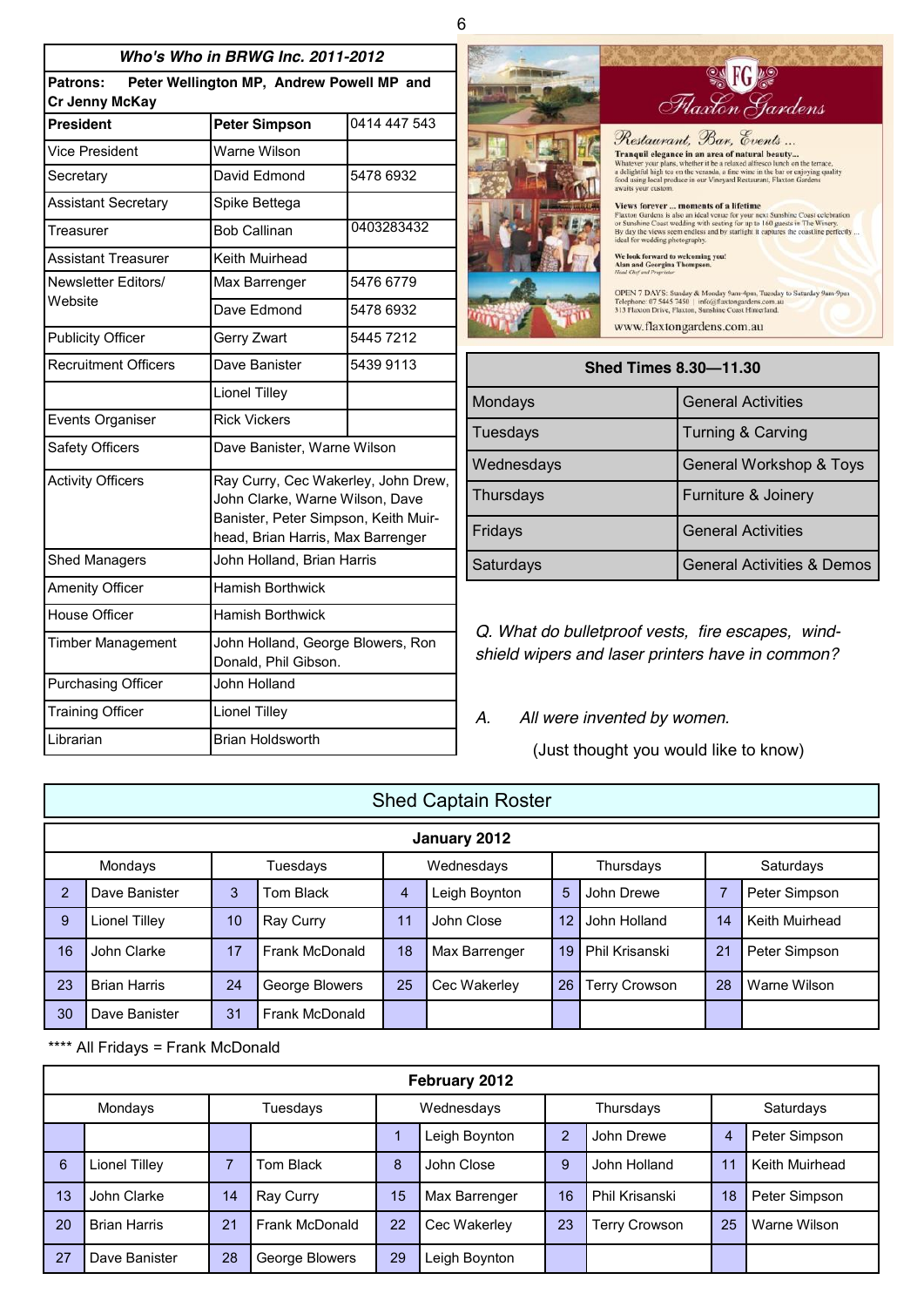| Who's Who in BRWG Inc. 2011-2012 | | |
|---|---|---|
| **Patrons: Peter Wellington MP, Andrew Powell MP and Cr Jenny McKay** | | |
| **President** | **Peter Simpson** | 0414 447 543 |
| Vice President | Warne Wilson | |
| Secretary | David Edmond | 5478 6932 |
| Assistant Secretary | Spike Bettega | |
| Treasurer | Bob Callinan | 0403283432 |
| Assistant Treasurer | Keith Muirhead | |
| Newsletter Editors/ Website | Max Barrenger | 5476 6779 |
| | Dave Edmond | 5478 6932 |
| Publicity Officer | Gerry Zwart | 5445 7212 |
| Recruitment Officers | Dave Banister | 5439 9113 |
| | Lionel Tilley | |
| Events Organiser | Rick Vickers | |
| Safety Officers | Dave Banister, Warne Wilson | |
| Activity Officers | Ray Curry, Cec Wakerley, John Drew, John Clarke, Warne Wilson, Dave Banister, Peter Simpson, Keith Muirhead, Brian Harris, Max Barrenger | |
| Shed Managers | John Holland, Brian Harris | |
| Amenity Officer | Hamish Borthwick | |
| House Officer | Hamish Borthwick | |
| Timber Management | John Holland, George Blowers, Ron Donald, Phil Gibson. | |
| Purchasing Officer | John Holland | |
| Training Officer | Lionel Tilley | |
| Librarian | Brian Holdsworth | |

**Flaxton Gardens**

Restaurant, Bar, Events ...

**Tranquil elegance in an area of natural beauty...**
Whatever your plans, whether it be a relaxed alfresco lunch on the terrace, a delightful high tea on the veranda, a fine wine in the bar or enjoying quality food using local produce in our Vineyard Restaurant, Flaxton Gardens awaits your custom.

**Views forever ... moments of a lifetime**
Flaxton Gardens is also an ideal venue for your next Sunshine Coast celebration or Sunshine Coast wedding with seating for up to 160 guests in The Winery. By day the views seem endless and by starlight it captures the coastline perfectly ... ideal for wedding photography.

**We look forward to welcoming you!**
**Alan and Georgina Thompson.**
*Head Chef and Proprietor*

OPEN 7 DAYS: Sunday & Monday 9am-4pm, Tuesday to Saturday 9am-9pm
Telephone: 07 5445 7450 | info@flaxtongardens.com.au
313 Flaxton Drive, Flaxton, Sunshine Coast Hinterland.

www.flaxtongardens.com.au

| Shed Times 8.30—11.30 | |
|---|---|
| Mondays | General Activities |
| Tuesdays | Turning & Carving |
| Wednesdays | General Workshop & Toys |
| Thursdays | Furniture & Joinery |
| Fridays | General Activities |
| Saturdays | General Activities & Demos |

*Q. What do bulletproof vests, fire escapes, windshield wipers and laser printers have in common?*

*A. All were invented by women.*

(Just thought you would like to know)

## Shed Captain Roster

| January 2012 | | | | | | | | | |
|---|---|---|---|---|---|---|---|---|---|
| Mondays | | Tuesdays | | Wednesdays | | Thursdays | | Saturdays | |
| 2 | Dave Banister | 3 | Tom Black | 4 | Leigh Boynton | 5 | John Drewe | 7 | Peter Simpson |
| 9 | Lionel Tilley | 10 | Ray Curry | 11 | John Close | 12 | John Holland | 14 | Keith Muirhead |
| 16 | John Clarke | 17 | Frank McDonald | 18 | Max Barrenger | 19 | Phil Krisanski | 21 | Peter Simpson |
| 23 | Brian Harris | 24 | George Blowers | 25 | Cec Wakerley | 26 | Terry Crowson | 28 | Warne Wilson |
| 30 | Dave Banister | 31 | Frank McDonald | | | | | | |

**** All Fridays = Frank McDonald

| February 2012 | | | | | | | | | |
|---|---|---|---|---|---|---|---|---|---|
| Mondays | | Tuesdays | | Wednesdays | | Thursdays | | Saturdays | |
| | | | | 1 | Leigh Boynton | 2 | John Drewe | 4 | Peter Simpson |
| 6 | Lionel Tilley | 7 | Tom Black | 8 | John Close | 9 | John Holland | 11 | Keith Muirhead |
| 13 | John Clarke | 14 | Ray Curry | 15 | Max Barrenger | 16 | Phil Krisanski | 18 | Peter Simpson |
| 20 | Brian Harris | 21 | Frank McDonald | 22 | Cec Wakerley | 23 | Terry Crowson | 25 | Warne Wilson |
| 27 | Dave Banister | 28 | George Blowers | 29 | Leigh Boynton | | | | |